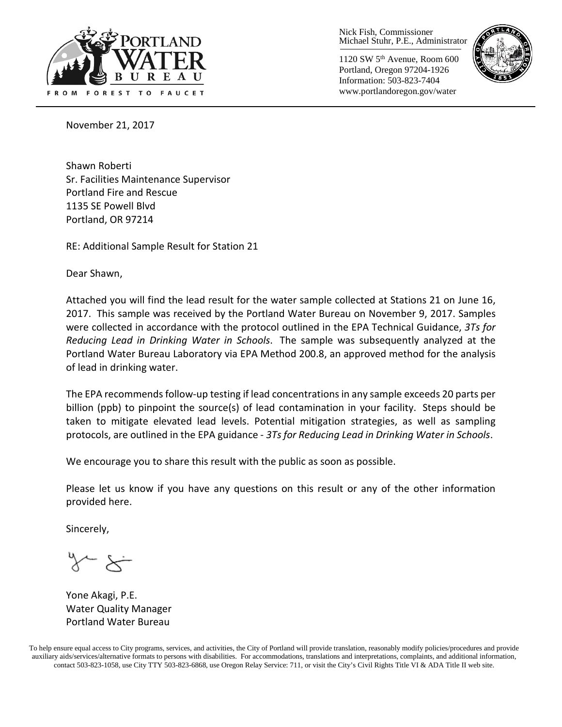PORTLAND WATER BUREAU

FROM FOREST TO FAUCET

Nick Fish, Commissioner
Michael Stuhr, P.E., Administrator

1120 SW 5th Avenue, Room 600
Portland, Oregon 97204-1926
Information: 503-823-7404
www.portlandoregon.gov/water

November 21, 2017

Shawn Roberti
Sr. Facilities Maintenance Supervisor
Portland Fire and Rescue
1135 SE Powell Blvd
Portland, OR 97214

RE: Additional Sample Result for Station 21

Dear Shawn,

Attached you will find the lead result for the water sample collected at Stations 21 on June 16, 2017. This sample was received by the Portland Water Bureau on November 9, 2017. Samples were collected in accordance with the protocol outlined in the EPA Technical Guidance, *3Ts for Reducing Lead in Drinking Water in Schools*. The sample was subsequently analyzed at the Portland Water Bureau Laboratory via EPA Method 200.8, an approved method for the analysis of lead in drinking water.

The EPA recommends follow-up testing if lead concentrations in any sample exceeds 20 parts per billion (ppb) to pinpoint the source(s) of lead contamination in your facility. Steps should be taken to mitigate elevated lead levels. Potential mitigation strategies, as well as sampling protocols, are outlined in the EPA guidance - *3Ts for Reducing Lead in Drinking Water in Schools*.

We encourage you to share this result with the public as soon as possible.

Please let us know if you have any questions on this result or any of the other information provided here.

Sincerely,

Yone Akagi, P.E.
Water Quality Manager
Portland Water Bureau

To help ensure equal access to City programs, services, and activities, the City of Portland will provide translation, reasonably modify policies/procedures and provide auxiliary aids/services/alternative formats to persons with disabilities. For accommodations, translations and interpretations, complaints, and additional information, contact 503-823-1058, use City TTY 503-823-6868, use Oregon Relay Service: 711, or visit the City's Civil Rights Title VI & ADA Title II web site.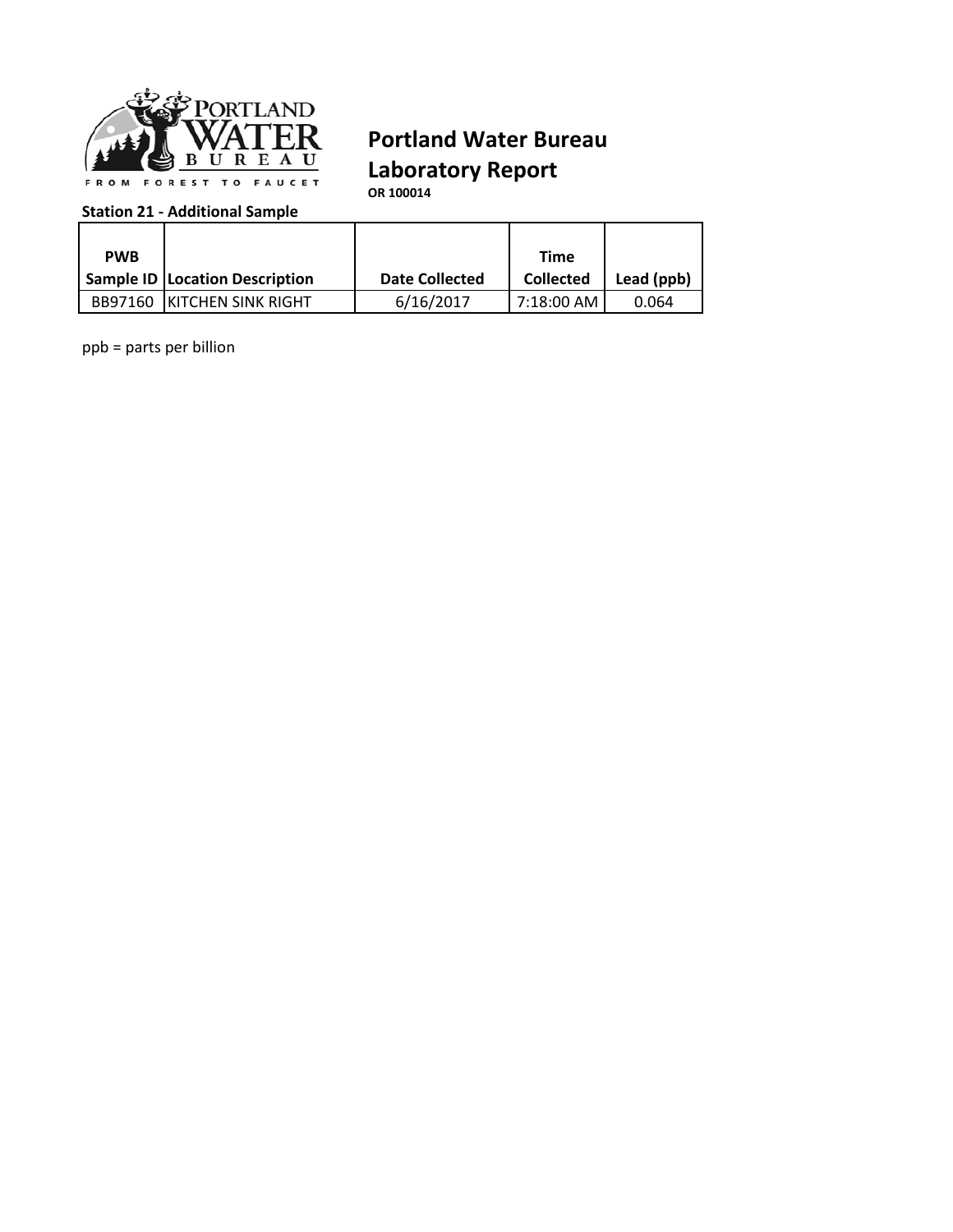# Portland Water Bureau Laboratory Report

**OR 100014**

**Station 21 - Additional Sample**

| PWB Sample ID | Location Description | Date Collected | Time Collected | Lead (ppb) |
|---|---|---|---|---|
| BB97160 | KITCHEN SINK RIGHT | 6/16/2017 | 7:18:00 AM | 0.064 |

ppb = parts per billion